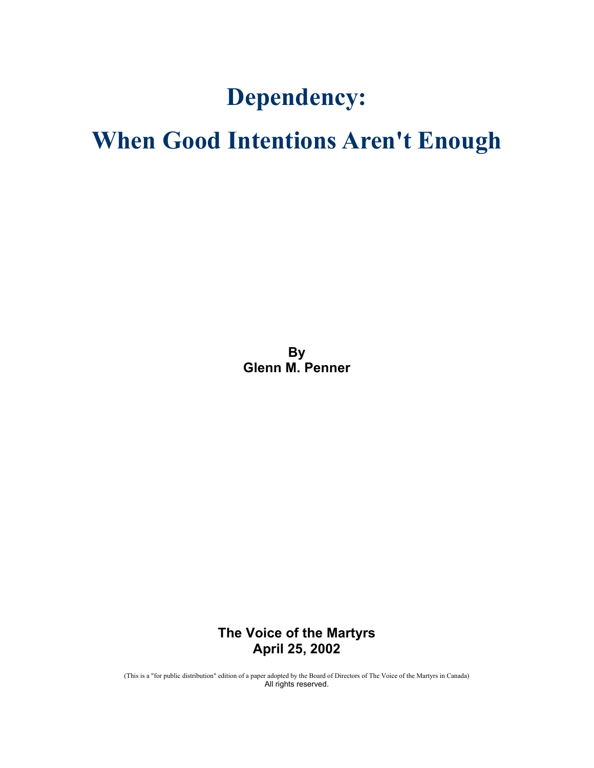# Dependency:

# When Good Intentions Aren't Enough

**By**
**Glenn M. Penner**

**The Voice of the Martyrs**
**April 25, 2002**

(This is a "for public distribution" edition of a paper adopted by the Board of Directors of The Voice of the Martyrs in Canada)
All rights reserved.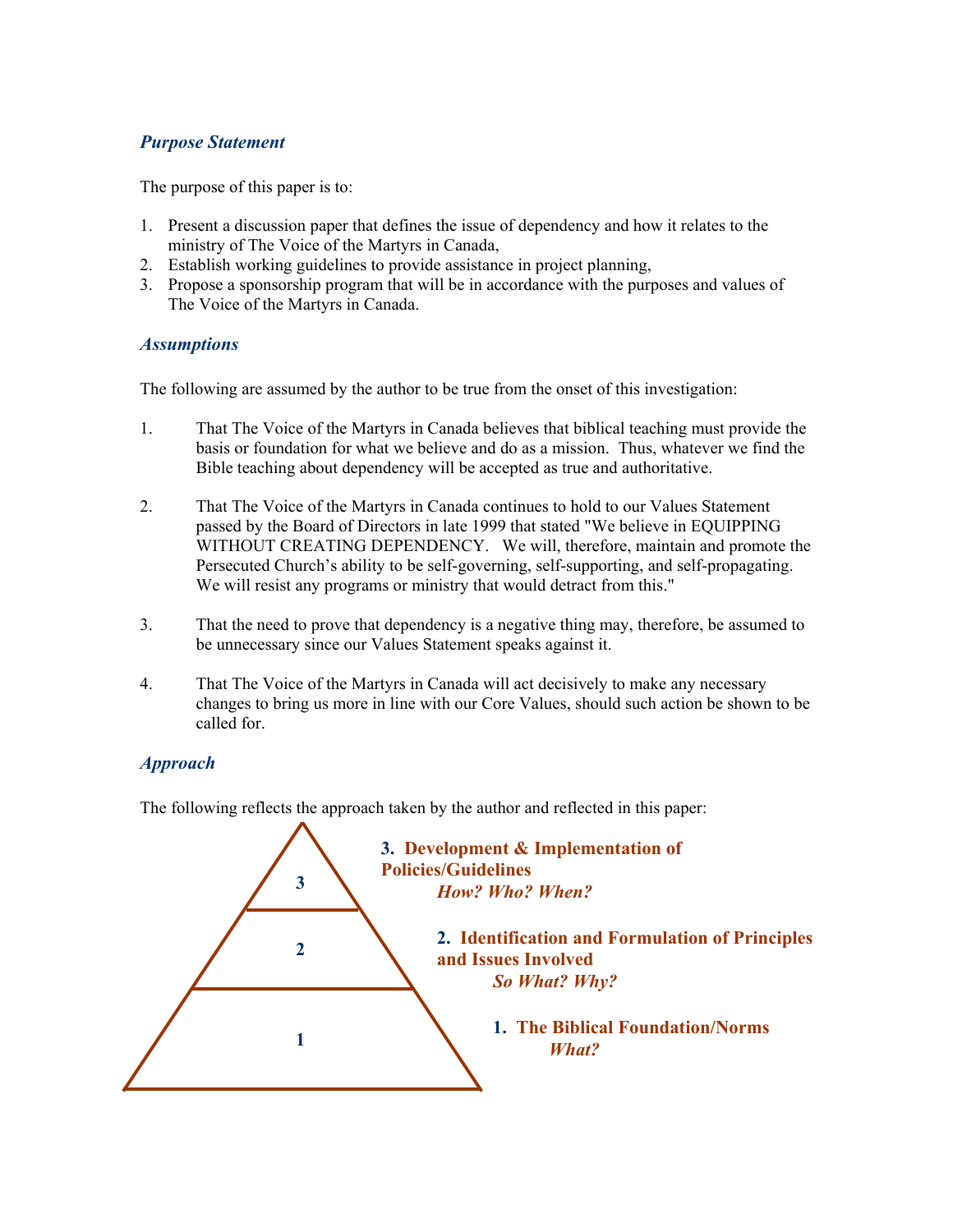### *Purpose Statement*

The purpose of this paper is to:

1. Present a discussion paper that defines the issue of dependency and how it relates to the ministry of The Voice of the Martyrs in Canada,
2. Establish working guidelines to provide assistance in project planning,
3. Propose a sponsorship program that will be in accordance with the purposes and values of The Voice of the Martyrs in Canada.

### *Assumptions*

The following are assumed by the author to be true from the onset of this investigation:

1. That The Voice of the Martyrs in Canada believes that biblical teaching must provide the basis or foundation for what we believe and do as a mission. Thus, whatever we find the Bible teaching about dependency will be accepted as true and authoritative.

2. That The Voice of the Martyrs in Canada continues to hold to our Values Statement passed by the Board of Directors in late 1999 that stated "We believe in EQUIPPING WITHOUT CREATING DEPENDENCY. We will, therefore, maintain and promote the Persecuted Church's ability to be self-governing, self-supporting, and self-propagating. We will resist any programs or ministry that would detract from this."

3. That the need to prove that dependency is a negative thing may, therefore, be assumed to be unnecessary since our Values Statement speaks against it.

4. That The Voice of the Martyrs in Canada will act decisively to make any necessary changes to bring us more in line with our Core Values, should such action be shown to be called for.

### *Approach*

The following reflects the approach taken by the author and reflected in this paper:

**3. Development & Implementation of Policies/Guidelines**
*How? Who? When?*

**2. Identification and Formulation of Principles and Issues Involved**
*So What? Why?*

**1. The Biblical Foundation/Norms**
*What?*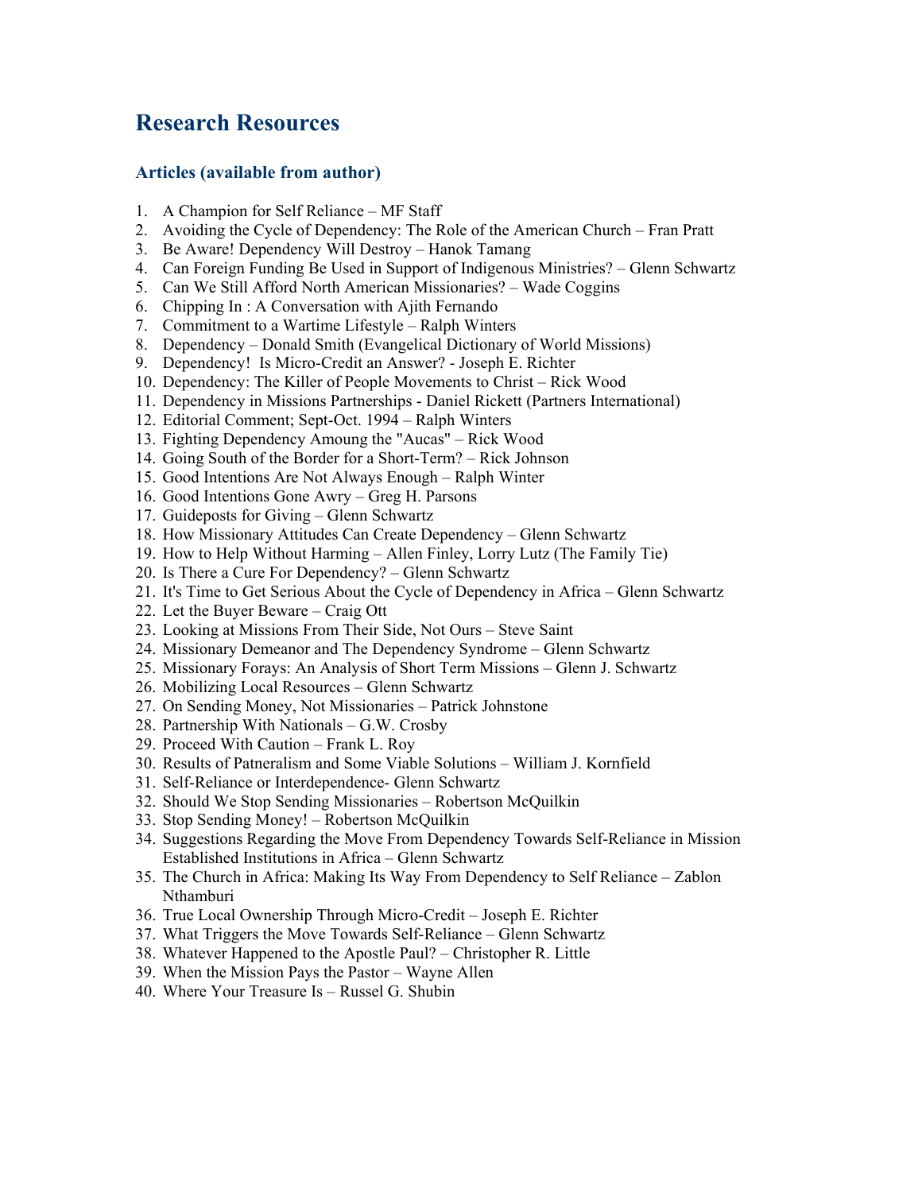## Research Resources

### Articles (available from author)

1. A Champion for Self Reliance – MF Staff
2. Avoiding the Cycle of Dependency: The Role of the American Church – Fran Pratt
3. Be Aware! Dependency Will Destroy – Hanok Tamang
4. Can Foreign Funding Be Used in Support of Indigenous Ministries? – Glenn Schwartz
5. Can We Still Afford North American Missionaries? – Wade Coggins
6. Chipping In : A Conversation with Ajith Fernando
7. Commitment to a Wartime Lifestyle – Ralph Winters
8. Dependency – Donald Smith (Evangelical Dictionary of World Missions)
9. Dependency! Is Micro-Credit an Answer? - Joseph E. Richter
10. Dependency: The Killer of People Movements to Christ – Rick Wood
11. Dependency in Missions Partnerships - Daniel Rickett (Partners International)
12. Editorial Comment; Sept-Oct. 1994 – Ralph Winters
13. Fighting Dependency Amoung the "Aucas" – Rick Wood
14. Going South of the Border for a Short-Term? – Rick Johnson
15. Good Intentions Are Not Always Enough – Ralph Winter
16. Good Intentions Gone Awry – Greg H. Parsons
17. Guideposts for Giving – Glenn Schwartz
18. How Missionary Attitudes Can Create Dependency – Glenn Schwartz
19. How to Help Without Harming – Allen Finley, Lorry Lutz (The Family Tie)
20. Is There a Cure For Dependency? – Glenn Schwartz
21. It's Time to Get Serious About the Cycle of Dependency in Africa – Glenn Schwartz
22. Let the Buyer Beware – Craig Ott
23. Looking at Missions From Their Side, Not Ours – Steve Saint
24. Missionary Demeanor and The Dependency Syndrome – Glenn Schwartz
25. Missionary Forays: An Analysis of Short Term Missions – Glenn J. Schwartz
26. Mobilizing Local Resources – Glenn Schwartz
27. On Sending Money, Not Missionaries – Patrick Johnstone
28. Partnership With Nationals – G.W. Crosby
29. Proceed With Caution – Frank L. Roy
30. Results of Patneralism and Some Viable Solutions – William J. Kornfield
31. Self-Reliance or Interdependence- Glenn Schwartz
32. Should We Stop Sending Missionaries – Robertson McQuilkin
33. Stop Sending Money! – Robertson McQuilkin
34. Suggestions Regarding the Move From Dependency Towards Self-Reliance in Mission Established Institutions in Africa – Glenn Schwartz
35. The Church in Africa: Making Its Way From Dependency to Self Reliance – Zablon Nthamburi
36. True Local Ownership Through Micro-Credit – Joseph E. Richter
37. What Triggers the Move Towards Self-Reliance – Glenn Schwartz
38. Whatever Happened to the Apostle Paul? – Christopher R. Little
39. When the Mission Pays the Pastor – Wayne Allen
40. Where Your Treasure Is – Russel G. Shubin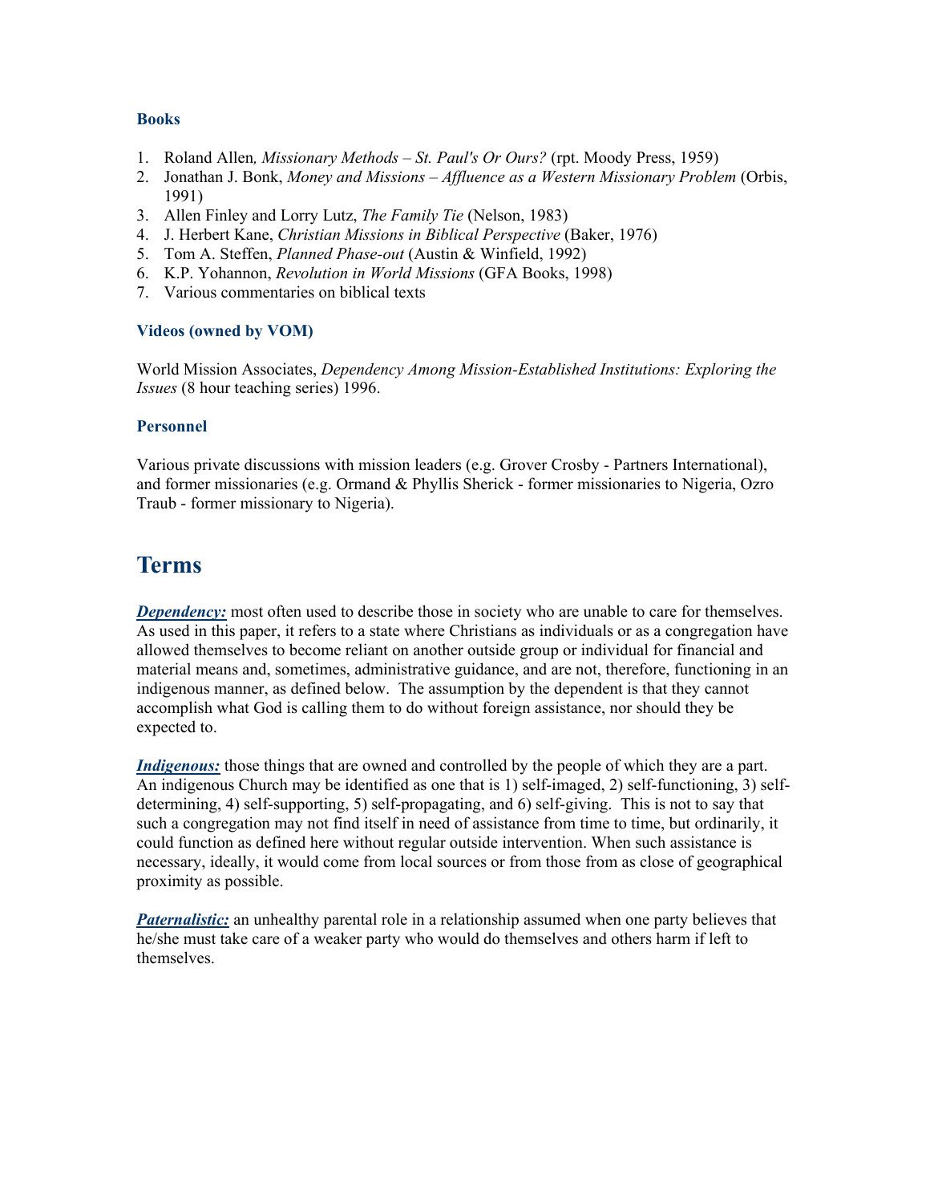### Books

1. Roland Allen*, Missionary Methods – St. Paul's Or Ours?* (rpt. Moody Press, 1959)
2. Jonathan J. Bonk, *Money and Missions – Affluence as a Western Missionary Problem* (Orbis, 1991)
3. Allen Finley and Lorry Lutz, *The Family Tie* (Nelson, 1983)
4. J. Herbert Kane, *Christian Missions in Biblical Perspective* (Baker, 1976)
5. Tom A. Steffen, *Planned Phase-out* (Austin & Winfield, 1992)
6. K.P. Yohannon, *Revolution in World Missions* (GFA Books, 1998)
7. Various commentaries on biblical texts

### Videos (owned by VOM)

World Mission Associates, *Dependency Among Mission-Established Institutions: Exploring the Issues* (8 hour teaching series) 1996.

### Personnel

Various private discussions with mission leaders (e.g. Grover Crosby - Partners International), and former missionaries (e.g. Ormand & Phyllis Sherick - former missionaries to Nigeria, Ozro Traub - former missionary to Nigeria).

## Terms

***Dependency:*** most often used to describe those in society who are unable to care for themselves. As used in this paper, it refers to a state where Christians as individuals or as a congregation have allowed themselves to become reliant on another outside group or individual for financial and material means and, sometimes, administrative guidance, and are not, therefore, functioning in an indigenous manner, as defined below. The assumption by the dependent is that they cannot accomplish what God is calling them to do without foreign assistance, nor should they be expected to.

***Indigenous:*** those things that are owned and controlled by the people of which they are a part. An indigenous Church may be identified as one that is 1) self-imaged, 2) self-functioning, 3) self-determining, 4) self-supporting, 5) self-propagating, and 6) self-giving. This is not to say that such a congregation may not find itself in need of assistance from time to time, but ordinarily, it could function as defined here without regular outside intervention. When such assistance is necessary, ideally, it would come from local sources or from those from as close of geographical proximity as possible.

***Paternalistic:*** an unhealthy parental role in a relationship assumed when one party believes that he/she must take care of a weaker party who would do themselves and others harm if left to themselves.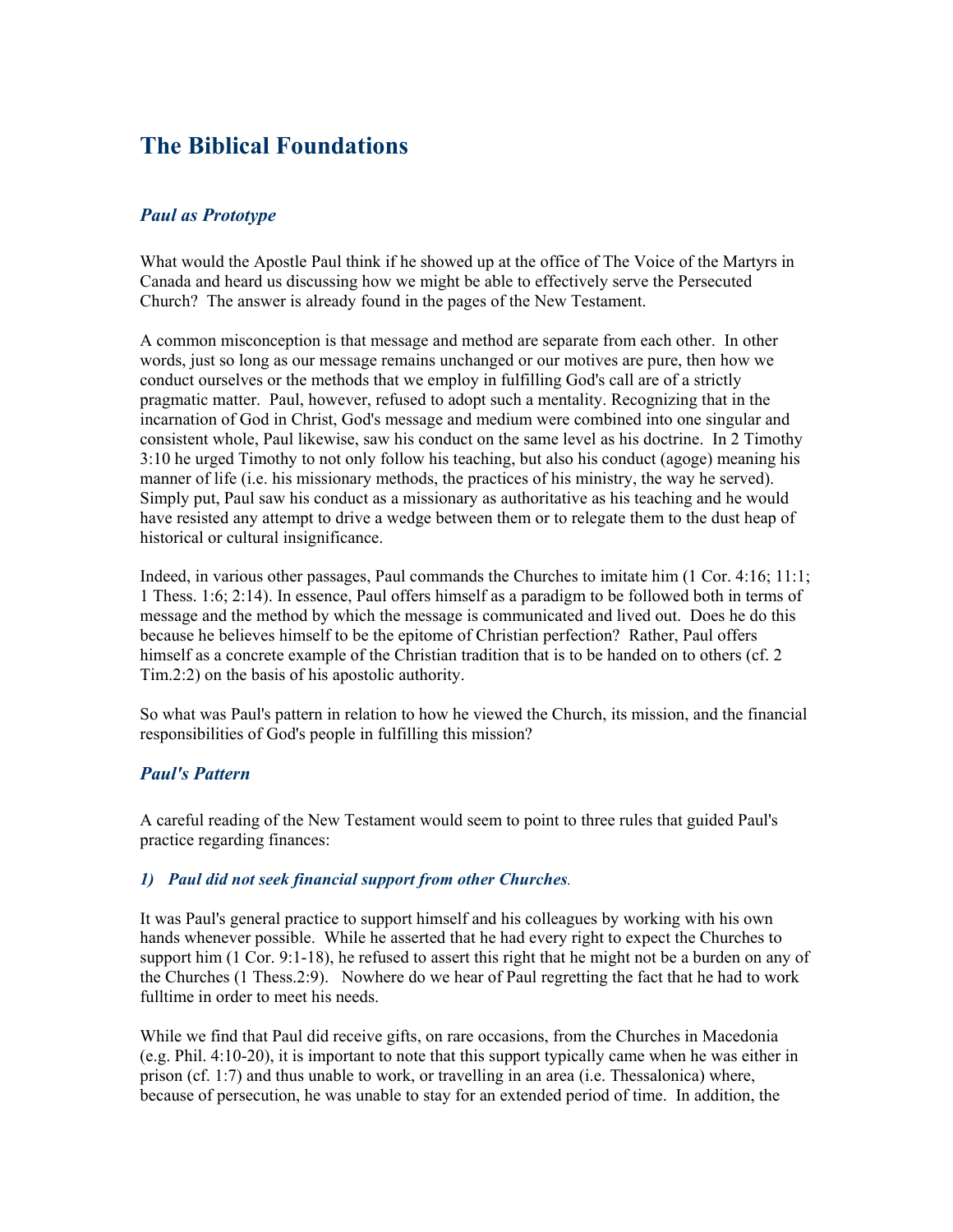# The Biblical Foundations

## *Paul as Prototype*

What would the Apostle Paul think if he showed up at the office of The Voice of the Martyrs in Canada and heard us discussing how we might be able to effectively serve the Persecuted Church? The answer is already found in the pages of the New Testament.

A common misconception is that message and method are separate from each other. In other words, just so long as our message remains unchanged or our motives are pure, then how we conduct ourselves or the methods that we employ in fulfilling God's call are of a strictly pragmatic matter. Paul, however, refused to adopt such a mentality. Recognizing that in the incarnation of God in Christ, God's message and medium were combined into one singular and consistent whole, Paul likewise, saw his conduct on the same level as his doctrine. In 2 Timothy 3:10 he urged Timothy to not only follow his teaching, but also his conduct (agoge) meaning his manner of life (i.e. his missionary methods, the practices of his ministry, the way he served). Simply put, Paul saw his conduct as a missionary as authoritative as his teaching and he would have resisted any attempt to drive a wedge between them or to relegate them to the dust heap of historical or cultural insignificance.

Indeed, in various other passages, Paul commands the Churches to imitate him (1 Cor. 4:16; 11:1; 1 Thess. 1:6; 2:14). In essence, Paul offers himself as a paradigm to be followed both in terms of message and the method by which the message is communicated and lived out. Does he do this because he believes himself to be the epitome of Christian perfection? Rather, Paul offers himself as a concrete example of the Christian tradition that is to be handed on to others (cf. 2 Tim.2:2) on the basis of his apostolic authority.

So what was Paul's pattern in relation to how he viewed the Church, its mission, and the financial responsibilities of God's people in fulfilling this mission?

## *Paul's Pattern*

A careful reading of the New Testament would seem to point to three rules that guided Paul's practice regarding finances:

### *1) Paul did not seek financial support from other Churches.*

It was Paul's general practice to support himself and his colleagues by working with his own hands whenever possible. While he asserted that he had every right to expect the Churches to support him (1 Cor. 9:1-18), he refused to assert this right that he might not be a burden on any of the Churches (1 Thess.2:9). Nowhere do we hear of Paul regretting the fact that he had to work fulltime in order to meet his needs.

While we find that Paul did receive gifts, on rare occasions, from the Churches in Macedonia (e.g. Phil. 4:10-20), it is important to note that this support typically came when he was either in prison (cf. 1:7) and thus unable to work, or travelling in an area (i.e. Thessalonica) where, because of persecution, he was unable to stay for an extended period of time. In addition, the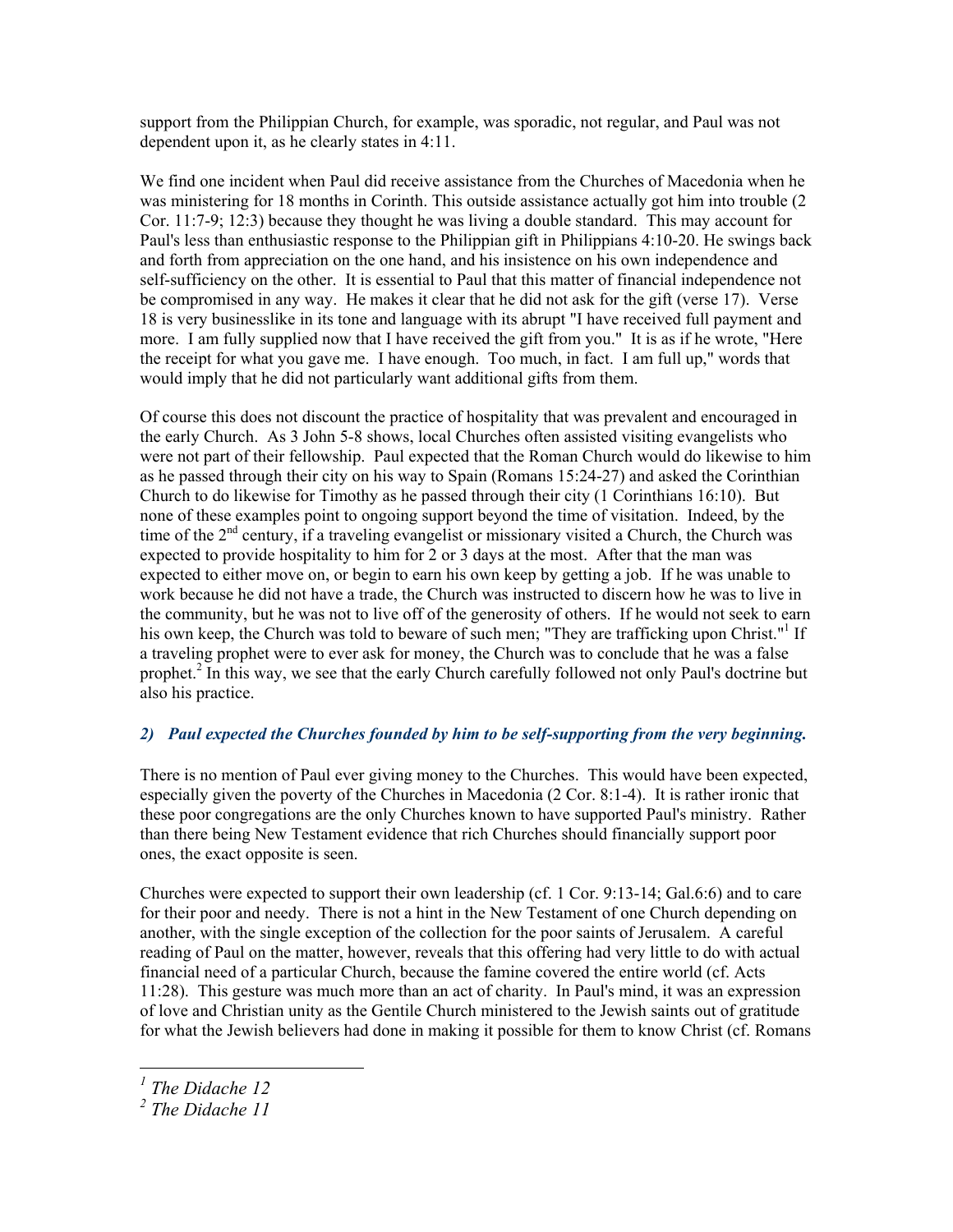support from the Philippian Church, for example, was sporadic, not regular, and Paul was not dependent upon it, as he clearly states in 4:11.

We find one incident when Paul did receive assistance from the Churches of Macedonia when he was ministering for 18 months in Corinth. This outside assistance actually got him into trouble (2 Cor. 11:7-9; 12:3) because they thought he was living a double standard. This may account for Paul's less than enthusiastic response to the Philippian gift in Philippians 4:10-20. He swings back and forth from appreciation on the one hand, and his insistence on his own independence and self-sufficiency on the other. It is essential to Paul that this matter of financial independence not be compromised in any way. He makes it clear that he did not ask for the gift (verse 17). Verse 18 is very businesslike in its tone and language with its abrupt "I have received full payment and more. I am fully supplied now that I have received the gift from you." It is as if he wrote, "Here the receipt for what you gave me. I have enough. Too much, in fact. I am full up," words that would imply that he did not particularly want additional gifts from them.

Of course this does not discount the practice of hospitality that was prevalent and encouraged in the early Church. As 3 John 5-8 shows, local Churches often assisted visiting evangelists who were not part of their fellowship. Paul expected that the Roman Church would do likewise to him as he passed through their city on his way to Spain (Romans 15:24-27) and asked the Corinthian Church to do likewise for Timothy as he passed through their city (1 Corinthians 16:10). But none of these examples point to ongoing support beyond the time of visitation. Indeed, by the time of the 2nd century, if a traveling evangelist or missionary visited a Church, the Church was expected to provide hospitality to him for 2 or 3 days at the most. After that the man was expected to either move on, or begin to earn his own keep by getting a job. If he was unable to work because he did not have a trade, the Church was instructed to discern how he was to live in the community, but he was not to live off of the generosity of others. If he would not seek to earn his own keep, the Church was told to beware of such men; "They are trafficking upon Christ."[1] If a traveling prophet were to ever ask for money, the Church was to conclude that he was a false prophet.[2] In this way, we see that the early Church carefully followed not only Paul's doctrine but also his practice.

### *2) Paul expected the Churches founded by him to be self-supporting from the very beginning.*

There is no mention of Paul ever giving money to the Churches. This would have been expected, especially given the poverty of the Churches in Macedonia (2 Cor. 8:1-4). It is rather ironic that these poor congregations are the only Churches known to have supported Paul's ministry. Rather than there being New Testament evidence that rich Churches should financially support poor ones, the exact opposite is seen.

Churches were expected to support their own leadership (cf. 1 Cor. 9:13-14; Gal.6:6) and to care for their poor and needy. There is not a hint in the New Testament of one Church depending on another, with the single exception of the collection for the poor saints of Jerusalem. A careful reading of Paul on the matter, however, reveals that this offering had very little to do with actual financial need of a particular Church, because the famine covered the entire world (cf. Acts 11:28). This gesture was much more than an act of charity. In Paul's mind, it was an expression of love and Christian unity as the Gentile Church ministered to the Jewish saints out of gratitude for what the Jewish believers had done in making it possible for them to know Christ (cf. Romans

---

[1] *The Didache 12*

[2] *The Didache 11*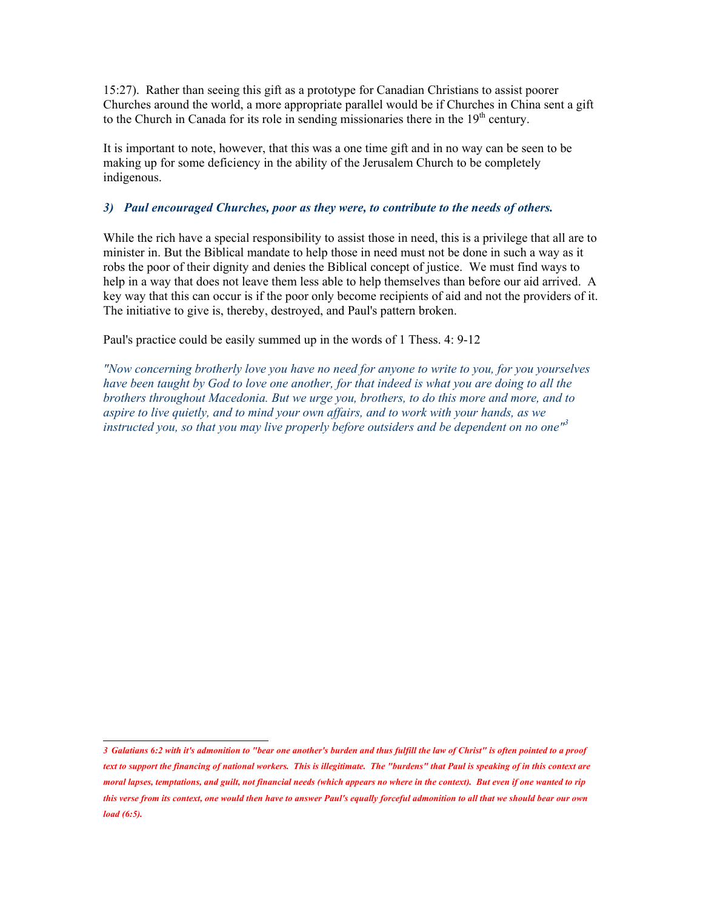15:27). Rather than seeing this gift as a prototype for Canadian Christians to assist poorer Churches around the world, a more appropriate parallel would be if Churches in China sent a gift to the Church in Canada for its role in sending missionaries there in the 19th century.

It is important to note, however, that this was a one time gift and in no way can be seen to be making up for some deficiency in the ability of the Jerusalem Church to be completely indigenous.

### *3) Paul encouraged Churches, poor as they were, to contribute to the needs of others.*

While the rich have a special responsibility to assist those in need, this is a privilege that all are to minister in. But the Biblical mandate to help those in need must not be done in such a way as it robs the poor of their dignity and denies the Biblical concept of justice. We must find ways to help in a way that does not leave them less able to help themselves than before our aid arrived. A key way that this can occur is if the poor only become recipients of aid and not the providers of it. The initiative to give is, thereby, destroyed, and Paul's pattern broken.

Paul's practice could be easily summed up in the words of 1 Thess. 4: 9-12

*"Now concerning brotherly love you have no need for anyone to write to you, for you yourselves have been taught by God to love one another, for that indeed is what you are doing to all the brothers throughout Macedonia. But we urge you, brothers, to do this more and more, and to aspire to live quietly, and to mind your own affairs, and to work with your hands, as we instructed you, so that you may live properly before outsiders and be dependent on no one"*[3]

---

***3 Galatians 6:2 with it's admonition to "bear one another's burden and thus fulfill the law of Christ" is often pointed to a proof text to support the financing of national workers. This is illegitimate. The "burdens" that Paul is speaking of in this context are moral lapses, temptations, and guilt, not financial needs (which appears no where in the context). But even if one wanted to rip this verse from its context, one would then have to answer Paul's equally forceful admonition to all that we should bear our own load (6:5).***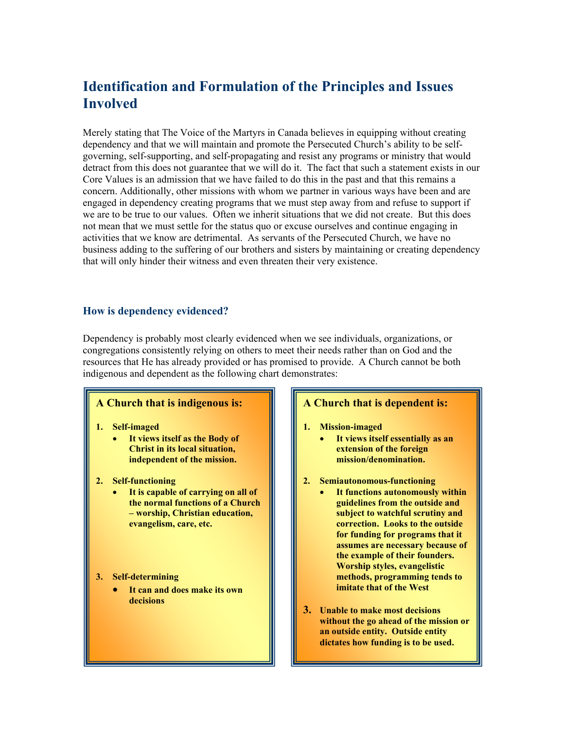## Identification and Formulation of the Principles and Issues Involved

Merely stating that The Voice of the Martyrs in Canada believes in equipping without creating dependency and that we will maintain and promote the Persecuted Church's ability to be self-governing, self-supporting, and self-propagating and resist any programs or ministry that would detract from this does not guarantee that we will do it. The fact that such a statement exists in our Core Values is an admission that we have failed to do this in the past and that this remains a concern. Additionally, other missions with whom we partner in various ways have been and are engaged in dependency creating programs that we must step away from and refuse to support if we are to be true to our values. Often we inherit situations that we did not create. But this does not mean that we must settle for the status quo or excuse ourselves and continue engaging in activities that we know are detrimental. As servants of the Persecuted Church, we have no business adding to the suffering of our brothers and sisters by maintaining or creating dependency that will only hinder their witness and even threaten their very existence.

### How is dependency evidenced?

Dependency is probably most clearly evidenced when we see individuals, organizations, or congregations consistently relying on others to meet their needs rather than on God and the resources that He has already provided or has promised to provide. A Church cannot be both indigenous and dependent as the following chart demonstrates:

| **A Church that is indigenous is:** | **A Church that is dependent is:** |
|---|---|
| **1. Self-imaged**<br>• **It views itself as the Body of Christ in its local situation, independent of the mission.** | **1. Mission-imaged**<br>• **It views itself essentially as an extension of the foreign mission/denomination.** |
| **2. Self-functioning**<br>• **It is capable of carrying on all of the normal functions of a Church – worship, Christian education, evangelism, care, etc.** | **2. Semiautonomous-functioning**<br>• **It functions autonomously within guidelines from the outside and subject to watchful scrutiny and correction. Looks to the outside for funding for programs that it assumes are necessary because of the example of their founders. Worship styles, evangelistic methods, programming tends to imitate that of the West** |
| **3. Self-determining**<br>• **It can and does make its own decisions** | **3. Unable to make most decisions without the go ahead of the mission or an outside entity. Outside entity dictates how funding is to be used.** |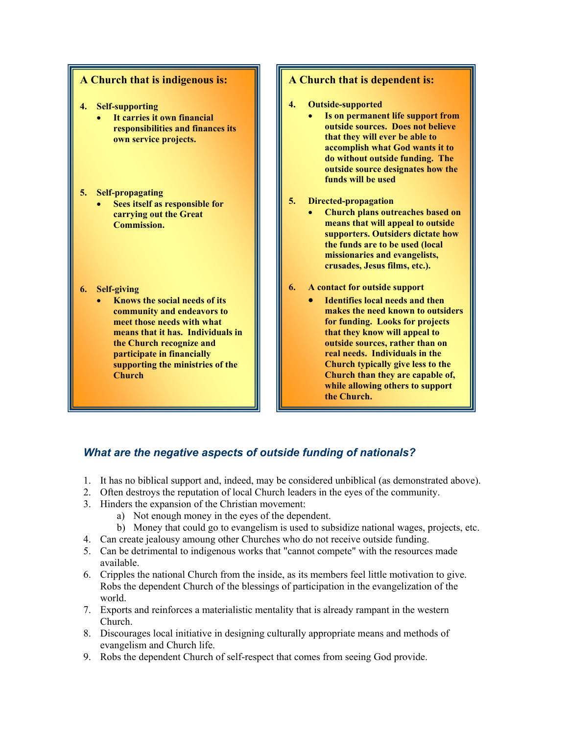**A Church that is indigenous is:**

4. **Self-supporting**
   - **It carries it own financial responsibilities and finances its own service projects.**

5. **Self-propagating**
   - **Sees itself as responsible for carrying out the Great Commission.**

6. **Self-giving**
   - **Knows the social needs of its community and endeavors to meet those needs with what means that it has. Individuals in the Church recognize and participate in financially supporting the ministries of the Church**

**A Church that is dependent is:**

4. **Outside-supported**
   - **Is on permanent life support from outside sources. Does not believe that they will ever be able to accomplish what God wants it to do without outside funding. The outside source designates how the funds will be used**

5. **Directed-propagation**
   - **Church plans outreaches based on means that will appeal to outside supporters. Outsiders dictate how the funds are to be used (local missionaries and evangelists, crusades, Jesus films, etc.).**

6. **A contact for outside support**
   - **Identifies local needs and then makes the need known to outsiders for funding. Looks for projects that they know will appeal to outside sources, rather than on real needs. Individuals in the Church typically give less to the Church than they are capable of, while allowing others to support the Church.**

### *What are the negative aspects of outside funding of nationals?*

1. It has no biblical support and, indeed, may be considered unbiblical (as demonstrated above).
2. Often destroys the reputation of local Church leaders in the eyes of the community.
3. Hinders the expansion of the Christian movement:
   a) Not enough money in the eyes of the dependent.
   b) Money that could go to evangelism is used to subsidize national wages, projects, etc.
4. Can create jealousy amoung other Churches who do not receive outside funding.
5. Can be detrimental to indigenous works that "cannot compete" with the resources made available.
6. Cripples the national Church from the inside, as its members feel little motivation to give. Robs the dependent Church of the blessings of participation in the evangelization of the world.
7. Exports and reinforces a materialistic mentality that is already rampant in the western Church.
8. Discourages local initiative in designing culturally appropriate means and methods of evangelism and Church life.
9. Robs the dependent Church of self-respect that comes from seeing God provide.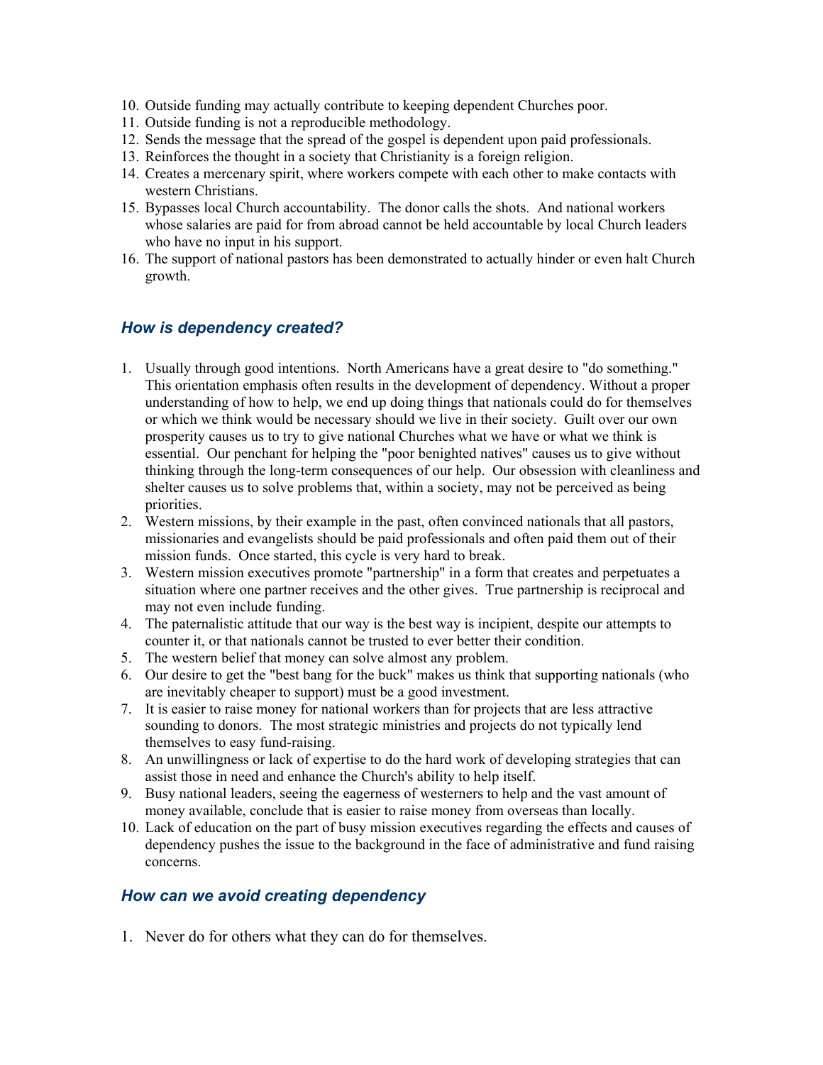10. Outside funding may actually contribute to keeping dependent Churches poor.
11. Outside funding is not a reproducible methodology.
12. Sends the message that the spread of the gospel is dependent upon paid professionals.
13. Reinforces the thought in a society that Christianity is a foreign religion.
14. Creates a mercenary spirit, where workers compete with each other to make contacts with western Christians.
15. Bypasses local Church accountability. The donor calls the shots. And national workers whose salaries are paid for from abroad cannot be held accountable by local Church leaders who have no input in his support.
16. The support of national pastors has been demonstrated to actually hinder or even halt Church growth.

### *How is dependency created?*

1. Usually through good intentions. North Americans have a great desire to "do something." This orientation emphasis often results in the development of dependency. Without a proper understanding of how to help, we end up doing things that nationals could do for themselves or which we think would be necessary should we live in their society. Guilt over our own prosperity causes us to try to give national Churches what we have or what we think is essential. Our penchant for helping the "poor benighted natives" causes us to give without thinking through the long-term consequences of our help. Our obsession with cleanliness and shelter causes us to solve problems that, within a society, may not be perceived as being priorities.
2. Western missions, by their example in the past, often convinced nationals that all pastors, missionaries and evangelists should be paid professionals and often paid them out of their mission funds. Once started, this cycle is very hard to break.
3. Western mission executives promote "partnership" in a form that creates and perpetuates a situation where one partner receives and the other gives. True partnership is reciprocal and may not even include funding.
4. The paternalistic attitude that our way is the best way is incipient, despite our attempts to counter it, or that nationals cannot be trusted to ever better their condition.
5. The western belief that money can solve almost any problem.
6. Our desire to get the "best bang for the buck" makes us think that supporting nationals (who are inevitably cheaper to support) must be a good investment.
7. It is easier to raise money for national workers than for projects that are less attractive sounding to donors. The most strategic ministries and projects do not typically lend themselves to easy fund-raising.
8. An unwillingness or lack of expertise to do the hard work of developing strategies that can assist those in need and enhance the Church's ability to help itself.
9. Busy national leaders, seeing the eagerness of westerners to help and the vast amount of money available, conclude that is easier to raise money from overseas than locally.
10. Lack of education on the part of busy mission executives regarding the effects and causes of dependency pushes the issue to the background in the face of administrative and fund raising concerns.

### *How can we avoid creating dependency*

1. Never do for others what they can do for themselves.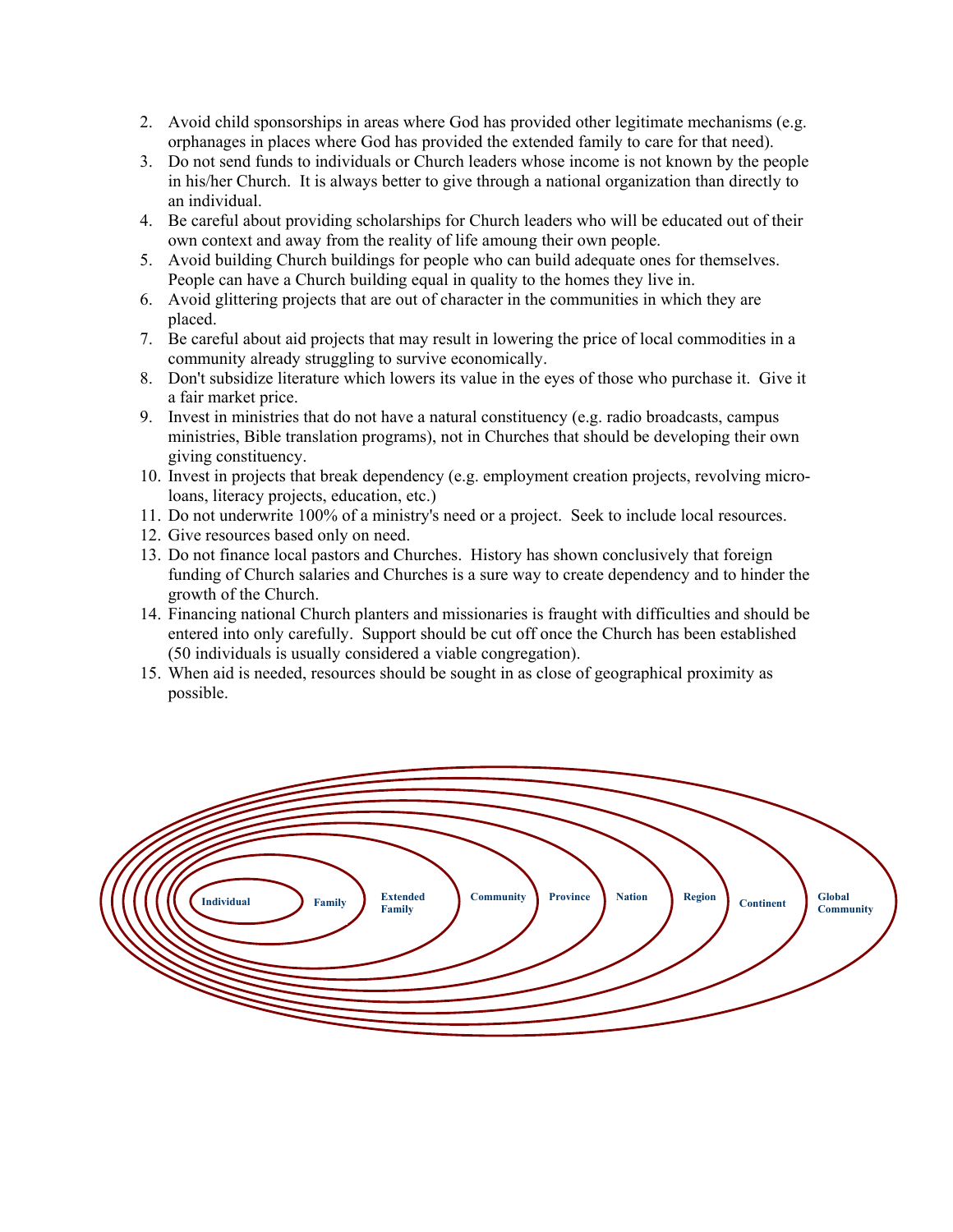2. Avoid child sponsorships in areas where God has provided other legitimate mechanisms (e.g. orphanages in places where God has provided the extended family to care for that need).
3. Do not send funds to individuals or Church leaders whose income is not known by the people in his/her Church. It is always better to give through a national organization than directly to an individual.
4. Be careful about providing scholarships for Church leaders who will be educated out of their own context and away from the reality of life amoung their own people.
5. Avoid building Church buildings for people who can build adequate ones for themselves. People can have a Church building equal in quality to the homes they live in.
6. Avoid glittering projects that are out of character in the communities in which they are placed.
7. Be careful about aid projects that may result in lowering the price of local commodities in a community already struggling to survive economically.
8. Don't subsidize literature which lowers its value in the eyes of those who purchase it. Give it a fair market price.
9. Invest in ministries that do not have a natural constituency (e.g. radio broadcasts, campus ministries, Bible translation programs), not in Churches that should be developing their own giving constituency.
10. Invest in projects that break dependency (e.g. employment creation projects, revolving micro-loans, literacy projects, education, etc.)
11. Do not underwrite 100% of a ministry's need or a project. Seek to include local resources.
12. Give resources based only on need.
13. Do not finance local pastors and Churches. History has shown conclusively that foreign funding of Church salaries and Churches is a sure way to create dependency and to hinder the growth of the Church.
14. Financing national Church planters and missionaries is fraught with difficulties and should be entered into only carefully. Support should be cut off once the Church has been established (50 individuals is usually considered a viable congregation).
15. When aid is needed, resources should be sought in as close of geographical proximity as possible.

Individual · Family · Extended Family · Community · Province · Nation · Region · Continent · Global Community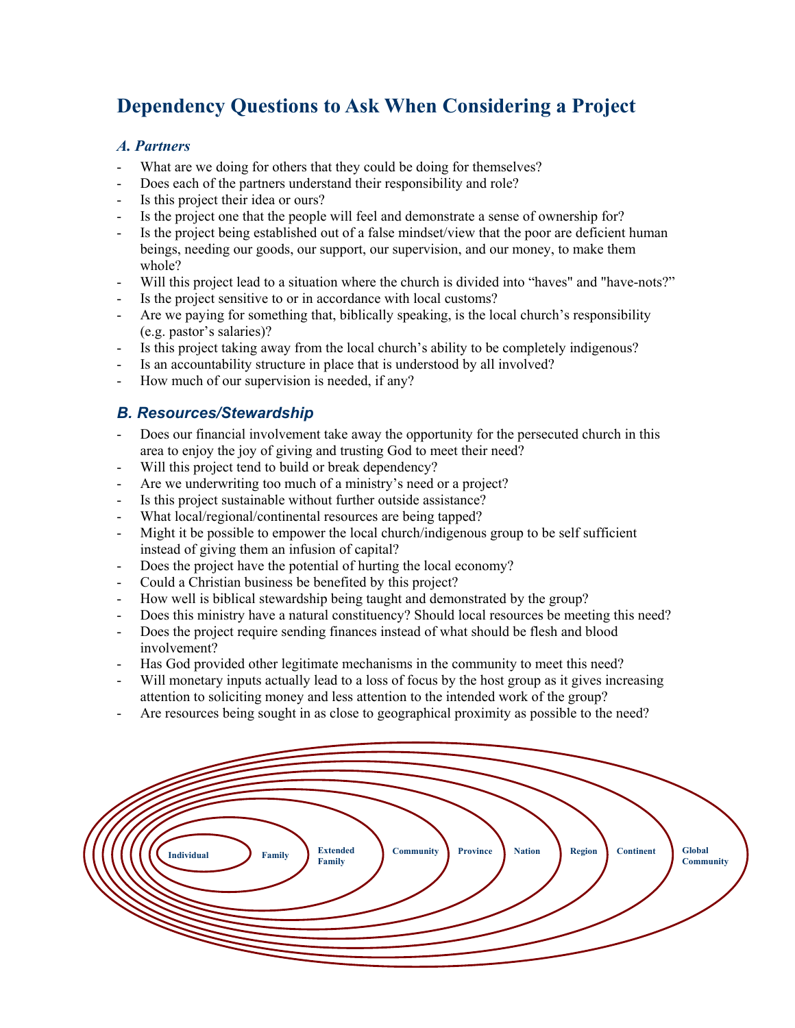# Dependency Questions to Ask When Considering a Project

### *A. Partners*

- What are we doing for others that they could be doing for themselves?
- Does each of the partners understand their responsibility and role?
- Is this project their idea or ours?
- Is the project one that the people will feel and demonstrate a sense of ownership for?
- Is the project being established out of a false mindset/view that the poor are deficient human beings, needing our goods, our support, our supervision, and our money, to make them whole?
- Will this project lead to a situation where the church is divided into "haves" and "have-nots?"
- Is the project sensitive to or in accordance with local customs?
- Are we paying for something that, biblically speaking, is the local church's responsibility (e.g. pastor's salaries)?
- Is this project taking away from the local church's ability to be completely indigenous?
- Is an accountability structure in place that is understood by all involved?
- How much of our supervision is needed, if any?

### *B. Resources/Stewardship*

- Does our financial involvement take away the opportunity for the persecuted church in this area to enjoy the joy of giving and trusting God to meet their need?
- Will this project tend to build or break dependency?
- Are we underwriting too much of a ministry's need or a project?
- Is this project sustainable without further outside assistance?
- What local/regional/continental resources are being tapped?
- Might it be possible to empower the local church/indigenous group to be self sufficient instead of giving them an infusion of capital?
- Does the project have the potential of hurting the local economy?
- Could a Christian business be benefited by this project?
- How well is biblical stewardship being taught and demonstrated by the group?
- Does this ministry have a natural constituency? Should local resources be meeting this need?
- Does the project require sending finances instead of what should be flesh and blood involvement?
- Has God provided other legitimate mechanisms in the community to meet this need?
- Will monetary inputs actually lead to a loss of focus by the host group as it gives increasing attention to soliciting money and less attention to the intended work of the group?
- Are resources being sought in as close to geographical proximity as possible to the need?

Individual | Family | Extended Family | Community | Province | Nation | Region | Continent | Global Community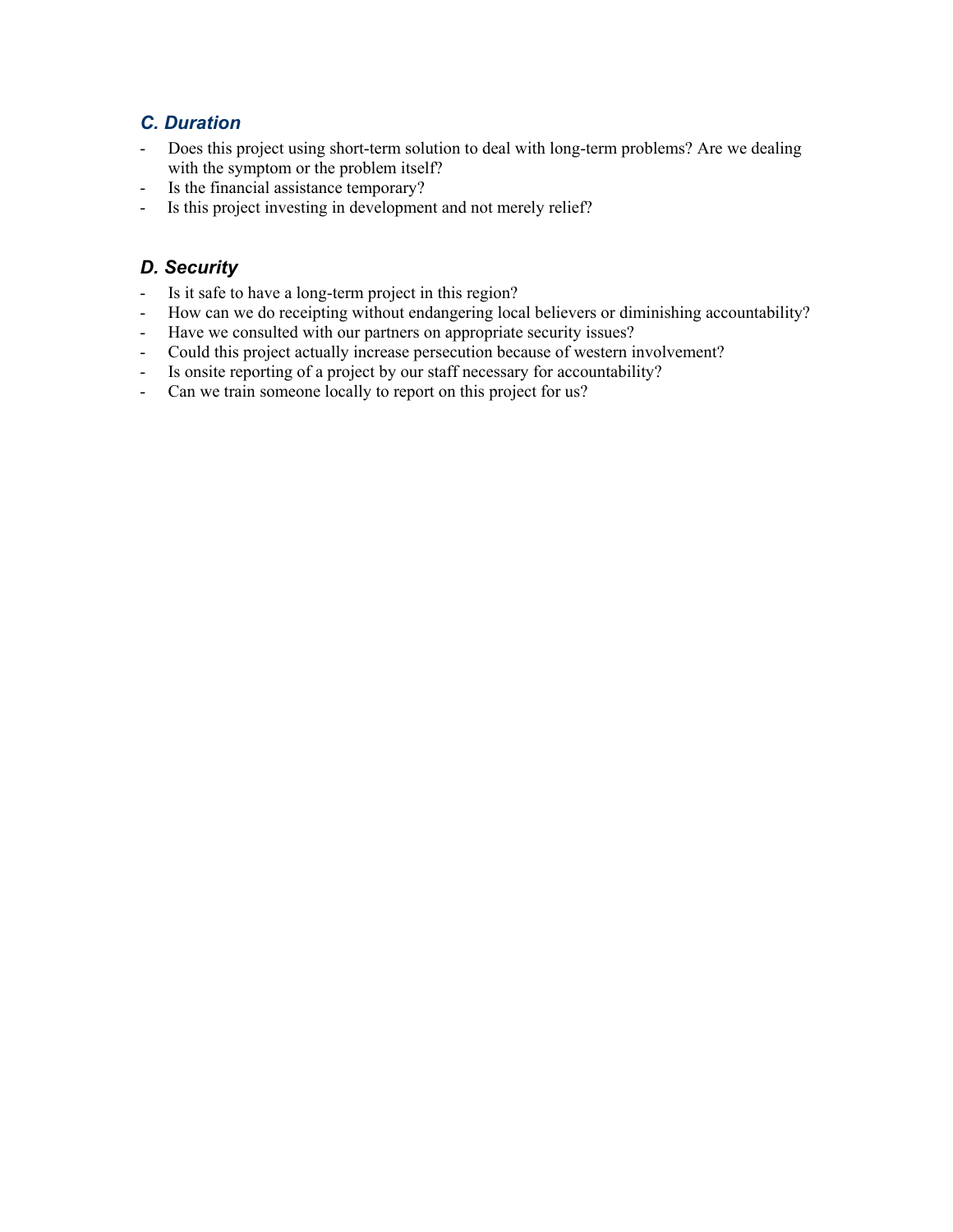### *C. Duration*

- Does this project using short-term solution to deal with long-term problems? Are we dealing with the symptom or the problem itself?
- Is the financial assistance temporary?
- Is this project investing in development and not merely relief?

### *D. Security*

- Is it safe to have a long-term project in this region?
- How can we do receipting without endangering local believers or diminishing accountability?
- Have we consulted with our partners on appropriate security issues?
- Could this project actually increase persecution because of western involvement?
- Is onsite reporting of a project by our staff necessary for accountability?
- Can we train someone locally to report on this project for us?